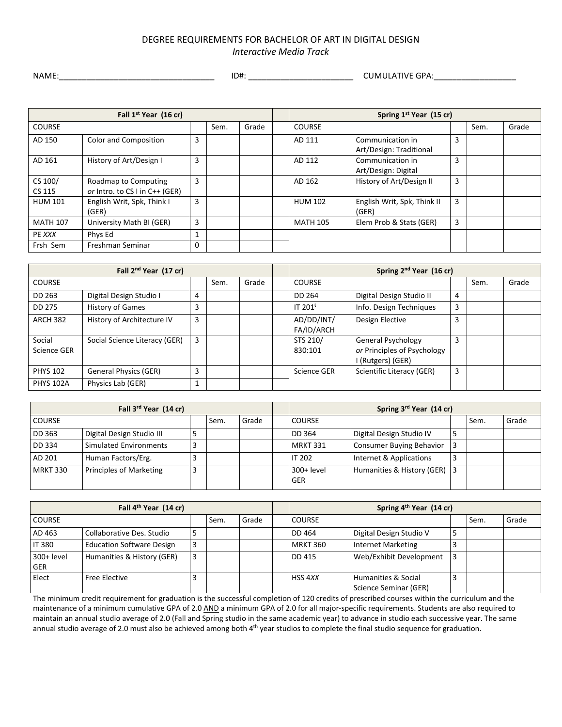# DEGREE REQUIREMENTS FOR BACHELOR OF ART IN DIGITAL DESIGN

## *Interactive Media Track*

NAME:_________________________________ ID#: ______________________ CUMULATIVE GPA:_________________

| Fall 1st Year (16 cr) | | | | | | Spring 1st Year (15 cr) | | | | |
|---|---|---|---|---|---|---|---|---|---|---|
| COURSE | | | Sem. | Grade | | COURSE | | | Sem. | Grade |
| AD 150 | Color and Composition | 3 | | | | AD 111 | Communication in Art/Design: Traditional | 3 | | |
| AD 161 | History of Art/Design I | 3 | | | | AD 112 | Communication in Art/Design: Digital | 3 | | |
| CS 100/ CS 115 | Roadmap to Computing *or* Intro. to CS I in C++ (GER) | 3 | | | | AD 162 | History of Art/Design II | 3 | | |
| HUM 101 | English Writ, Spk, Think I (GER) | 3 | | | | HUM 102 | English Writ, Spk, Think II (GER) | 3 | | |
| MATH 107 | University Math BI (GER) | 3 | | | | MATH 105 | Elem Prob & Stats (GER) | 3 | | |
| PE *XXX* | Phys Ed | 1 | | | | | | | | |
| Frsh Sem | Freshman Seminar | 0 | | | | | | | | |

| Fall 2nd Year (17 cr) | | | | | | Spring 2nd Year (16 cr) | | | | |
|---|---|---|---|---|---|---|---|---|---|---|
| COURSE | | | Sem. | Grade | | COURSE | | | Sem. | Grade |
| DD 263 | Digital Design Studio I | 4 | | | | DD 264 | Digital Design Studio II | 4 | | |
| DD 275 | History of Games | 3 | | | | IT 201[t] | Info. Design Techniques | 3 | | |
| ARCH 382 | History of Architecture IV | 3 | | | | AD/DD/INT/ FA/ID/ARCH | Design Elective | 3 | | |
| Social Science GER | Social Science Literacy (GER) | 3 | | | | STS 210/ 830:101 | General Psychology *or* Principles of Psychology I (Rutgers) (GER) | 3 | | |
| PHYS 102 | General Physics (GER) | 3 | | | | Science GER | Scientific Literacy (GER) | 3 | | |
| PHYS 102A | Physics Lab (GER) | 1 | | | | | | | | |

| Fall 3rd Year (14 cr) | | | | | | Spring 3rd Year (14 cr) | | | | |
|---|---|---|---|---|---|---|---|---|---|---|
| COURSE | | | Sem. | Grade | | COURSE | | | Sem. | Grade |
| DD 363 | Digital Design Studio III | 5 | | | | DD 364 | Digital Design Studio IV | 5 | | |
| DD 334 | Simulated Environments | 3 | | | | MRKT 331 | Consumer Buying Behavior | 3 | | |
| AD 201 | Human Factors/Erg. | 3 | | | | IT 202 | Internet & Applications | 3 | | |
| MRKT 330 | Principles of Marketing | 3 | | | | 300+ level GER | Humanities & History (GER) | 3 | | |

| Fall 4th Year (14 cr) | | | | | | Spring 4th Year (14 cr) | | | | |
|---|---|---|---|---|---|---|---|---|---|---|
| COURSE | | | Sem. | Grade | | COURSE | | | Sem. | Grade |
| AD 463 | Collaborative Des. Studio | 5 | | | | DD 464 | Digital Design Studio V | 5 | | |
| IT 380 | Education Software Design | 3 | | | | MRKT 360 | Internet Marketing | 3 | | |
| 300+ level GER | Humanities & History (GER) | 3 | | | | DD 415 | Web/Exhibit Development | 3 | | |
| Elect | Free Elective | 3 | | | | HSS 4*XX* | Humanities & Social Science Seminar (GER) | 3 | | |

The minimum credit requirement for graduation is the successful completion of 120 credits of prescribed courses within the curriculum and the maintenance of a minimum cumulative GPA of 2.0 AND a minimum GPA of 2.0 for all major-specific requirements. Students are also required to maintain an annual studio average of 2.0 (Fall and Spring studio in the same academic year) to advance in studio each successive year. The same annual studio average of 2.0 must also be achieved among both 4th year studios to complete the final studio sequence for graduation.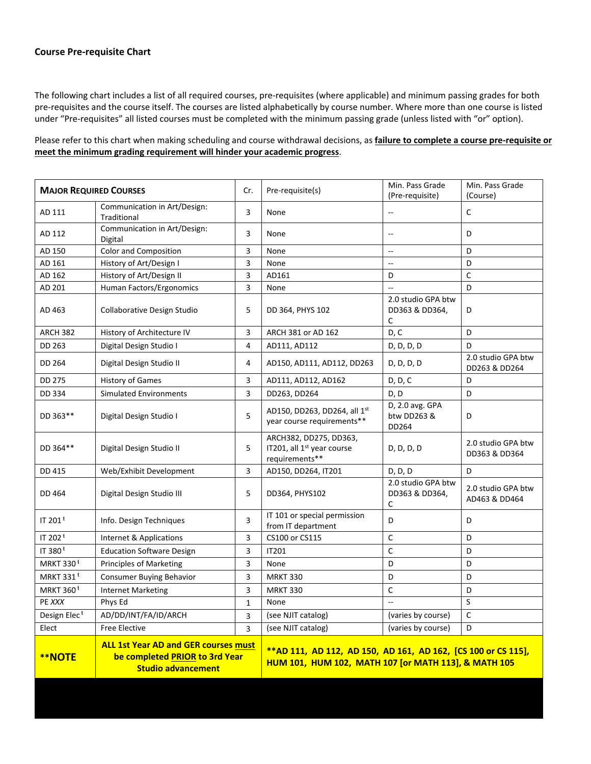**Course Pre-requisite Chart**

The following chart includes a list of all required courses, pre-requisites (where applicable) and minimum passing grades for both pre-requisites and the course itself. The courses are listed alphabetically by course number. Where more than one course is listed under "Pre-requisites" all listed courses must be completed with the minimum passing grade (unless listed with "or" option).

Please refer to this chart when making scheduling and course withdrawal decisions, as **failure to complete a course pre-requisite or meet the minimum grading requirement will hinder your academic progress**.

| **MAJOR REQUIRED COURSES** | | Cr. | Pre-requisite(s) | Min. Pass Grade (Pre-requisite) | Min. Pass Grade (Course) |
|---|---|---|---|---|---|
| AD 111 | Communication in Art/Design: Traditional | 3 | None | -- | C |
| AD 112 | Communication in Art/Design: Digital | 3 | None | -- | D |
| AD 150 | Color and Composition | 3 | None | -- | D |
| AD 161 | History of Art/Design I | 3 | None | -- | D |
| AD 162 | History of Art/Design II | 3 | AD161 | D | C |
| AD 201 | Human Factors/Ergonomics | 3 | None | -- | D |
| AD 463 | Collaborative Design Studio | 5 | DD 364, PHYS 102 | 2.0 studio GPA btw DD363 & DD364, C | D |
| ARCH 382 | History of Architecture IV | 3 | ARCH 381 or AD 162 | D, C | D |
| DD 263 | Digital Design Studio I | 4 | AD111, AD112 | D, D, D, D | D |
| DD 264 | Digital Design Studio II | 4 | AD150, AD111, AD112, DD263 | D, D, D, D | 2.0 studio GPA btw DD263 & DD264 |
| DD 275 | History of Games | 3 | AD111, AD112, AD162 | D, D, C | D |
| DD 334 | Simulated Environments | 3 | DD263, DD264 | D, D | D |
| DD 363** | Digital Design Studio I | 5 | AD150, DD263, DD264, all 1st year course requirements** | D, 2.0 avg. GPA btw DD263 & DD264 | D |
| DD 364** | Digital Design Studio II | 5 | ARCH382, DD275, DD363, IT201, all 1st year course requirements** | D, D, D, D | 2.0 studio GPA btw DD363 & DD364 |
| DD 415 | Web/Exhibit Development | 3 | AD150, DD264, IT201 | D, D, D | D |
| DD 464 | Digital Design Studio III | 5 | DD364, PHYS102 | 2.0 studio GPA btw DD363 & DD364, C | 2.0 studio GPA btw AD463 & DD464 |
| IT 201 ᵗ | Info. Design Techniques | 3 | IT 101 or special permission from IT department | D | D |
| IT 202 ᵗ | Internet & Applications | 3 | CS100 or CS115 | C | D |
| IT 380 ᵗ | Education Software Design | 3 | IT201 | C | D |
| MRKT 330 ᵗ | Principles of Marketing | 3 | None | D | D |
| MRKT 331 ᵗ | Consumer Buying Behavior | 3 | MRKT 330 | D | D |
| MRKT 360 ᵗ | Internet Marketing | 3 | MRKT 330 | C | D |
| PE *XXX* | Phys Ed | 1 | None | -- | S |
| Design Elec ᵗ | AD/DD/INT/FA/ID/ARCH | 3 | (see NJIT catalog) | (varies by course) | C |
| Elect | Free Elective | 3 | (see NJIT catalog) | (varies by course) | D |
| ****NOTE** | **ALL 1st Year AD and GER courses must be completed PRIOR to 3rd Year Studio advancement** | | ****AD 111, AD 112, AD 150, AD 161, AD 162, [CS 100 or CS 115], HUM 101, HUM 102, MATH 107 [or MATH 113], & MATH 105** | | |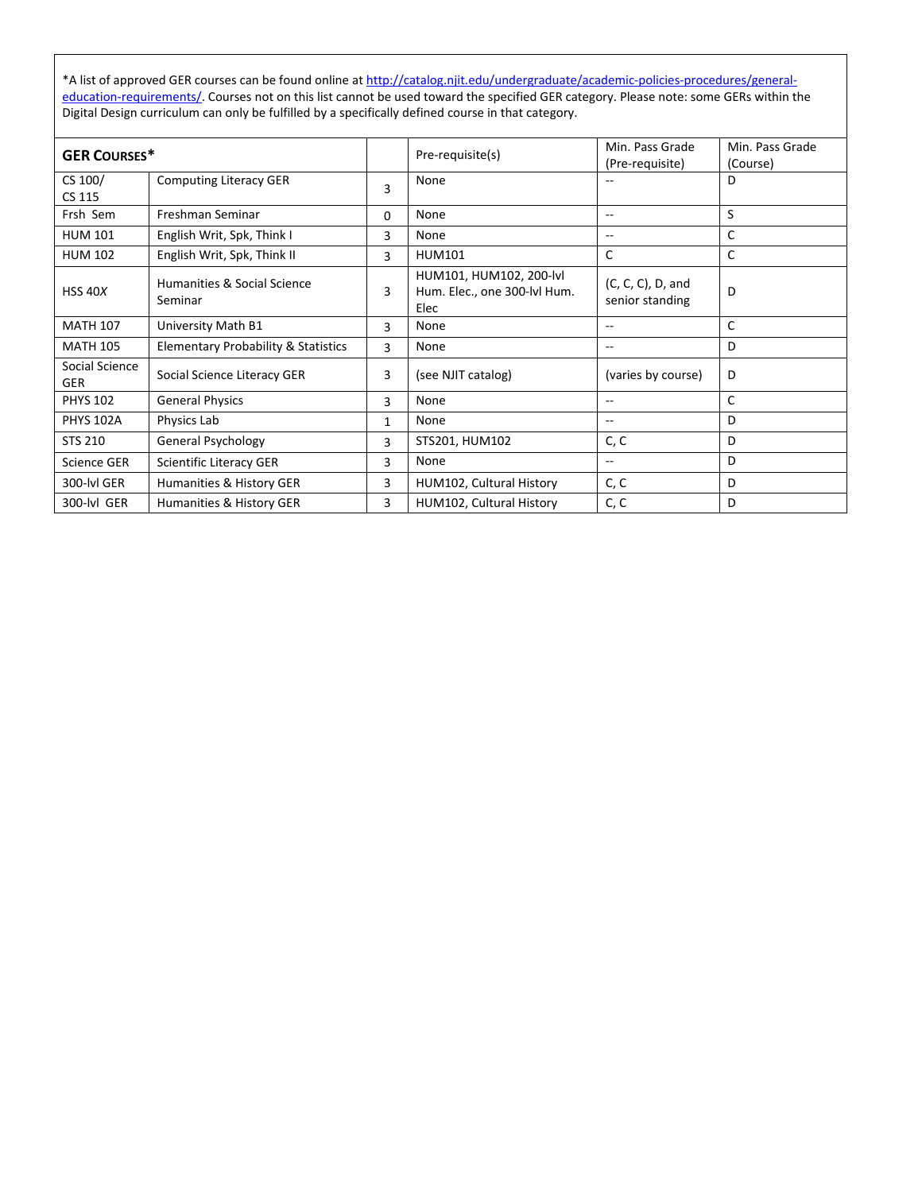*A list of approved GER courses can be found online at [http://catalog.njit.edu/undergraduate/academic-policies-procedures/general-education-requirements/](http://catalog.njit.edu/undergraduate/academic-policies-procedures/general-education-requirements/). Courses not on this list cannot be used toward the specified GER category. Please note: some GERs within the Digital Design curriculum can only be fulfilled by a specifically defined course in that category.

| **GER Courses*** | | | Pre-requisite(s) | Min. Pass Grade (Pre-requisite) | Min. Pass Grade (Course) |
|---|---|---|---|---|---|
| CS 100/ CS 115 | Computing Literacy GER | 3 | None | -- | D |
| Frsh Sem | Freshman Seminar | 0 | None | -- | S |
| HUM 101 | English Writ, Spk, Think I | 3 | None | -- | C |
| HUM 102 | English Writ, Spk, Think II | 3 | HUM101 | C | C |
| HSS 40*X* | Humanities & Social Science Seminar | 3 | HUM101, HUM102, 200-lvl Hum. Elec., one 300-lvl Hum. Elec | (C, C, C), D, and senior standing | D |
| MATH 107 | University Math B1 | 3 | None | -- | C |
| MATH 105 | Elementary Probability & Statistics | 3 | None | -- | D |
| Social Science GER | Social Science Literacy GER | 3 | (see NJIT catalog) | (varies by course) | D |
| PHYS 102 | General Physics | 3 | None | -- | C |
| PHYS 102A | Physics Lab | 1 | None | -- | D |
| STS 210 | General Psychology | 3 | STS201, HUM102 | C, C | D |
| Science GER | Scientific Literacy GER | 3 | None | -- | D |
| 300-lvl GER | Humanities & History GER | 3 | HUM102, Cultural History | C, C | D |
| 300-lvl GER | Humanities & History GER | 3 | HUM102, Cultural History | C, C | D |